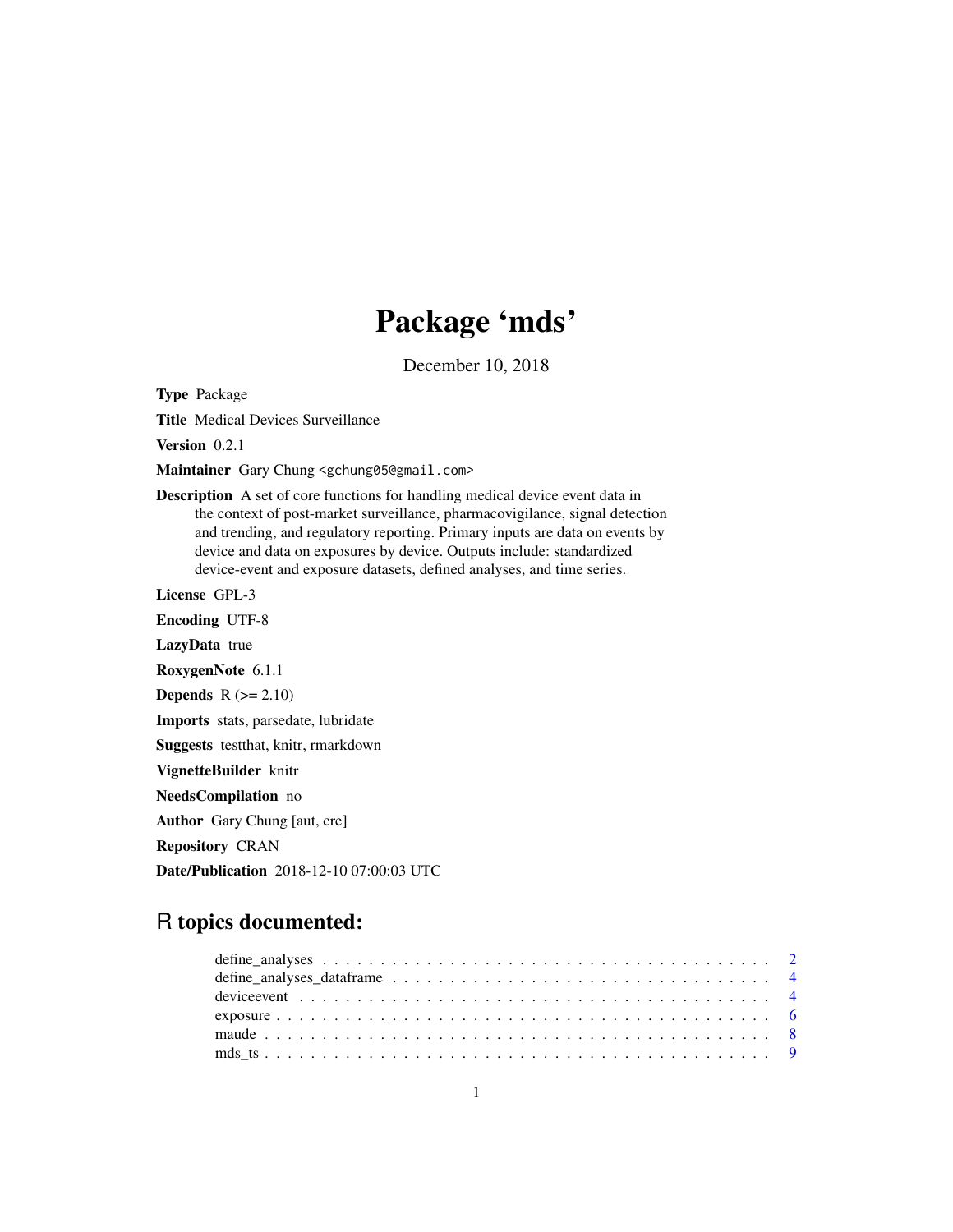# Package 'mds'

December 10, 2018

**Type** Package

**Title** Medical Devices Surveillance

**Version** 0.2.1

**Maintainer** Gary Chung <gchung05@gmail.com>

**Description** A set of core functions for handling medical device event data in the context of post-market surveillance, pharmacovigilance, signal detection and trending, and regulatory reporting. Primary inputs are data on events by device and data on exposures by device. Outputs include: standardized device-event and exposure datasets, defined analyses, and time series.

**License** GPL-3

**Encoding** UTF-8

**LazyData** true

**RoxygenNote** 6.1.1

**Depends** R (>= 2.10)

**Imports** stats, parsedate, lubridate

**Suggests** testthat, knitr, rmarkdown

**VignetteBuilder** knitr

**NeedsCompilation** no

**Author** Gary Chung [aut, cre]

**Repository** CRAN

**Date/Publication** 2018-12-10 07:00:03 UTC

## R topics documented:

- define_analyses . . . . . . . . . . . . . . . . . . . . . . . . . . . . . . . . . . . . . . 2
- define_analyses_dataframe . . . . . . . . . . . . . . . . . . . . . . . . . . . . . . . . . 4
- deviceevent . . . . . . . . . . . . . . . . . . . . . . . . . . . . . . . . . . . . . . . . 4
- exposure . . . . . . . . . . . . . . . . . . . . . . . . . . . . . . . . . . . . . . . . . . 6
- maude . . . . . . . . . . . . . . . . . . . . . . . . . . . . . . . . . . . . . . . . . . . 8
- mds_ts . . . . . . . . . . . . . . . . . . . . . . . . . . . . . . . . . . . . . . . . . . . 9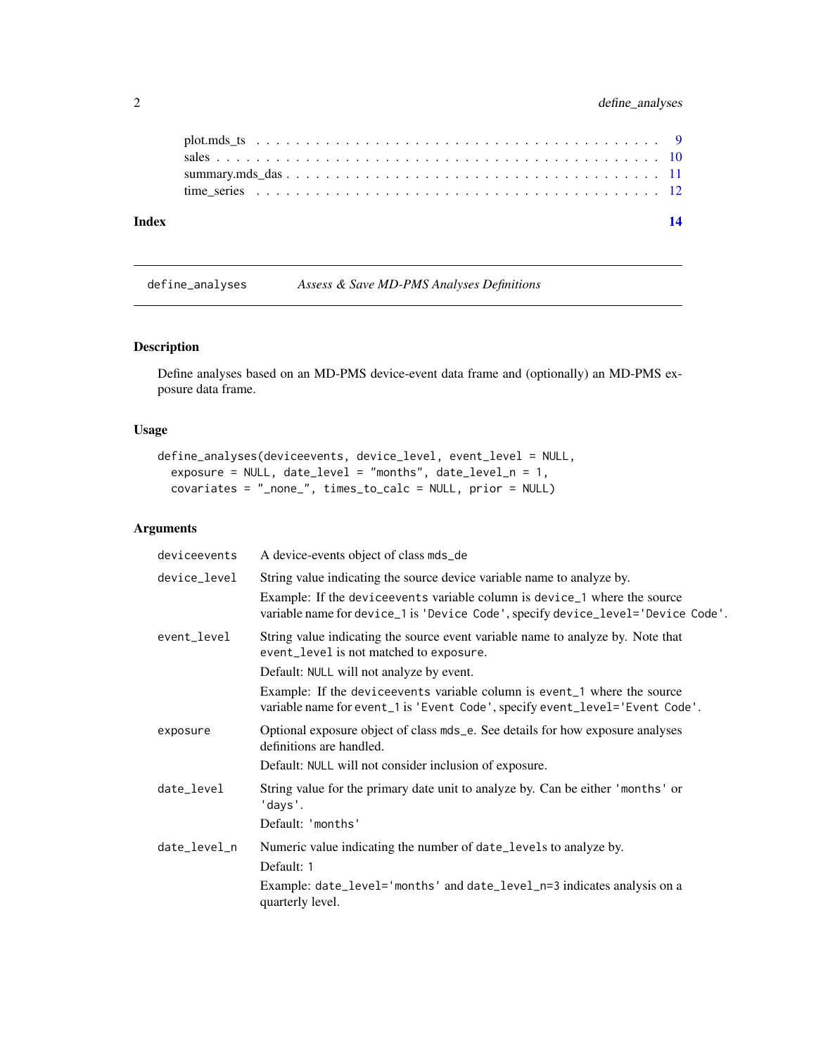plot.mds_ts . . . . . . . . . . . . . . . . . . . . . . . . . . . . . . . . . . . . . . . . 9
sales . . . . . . . . . . . . . . . . . . . . . . . . . . . . . . . . . . . . . . . . . . . . 10
summary.mds_das . . . . . . . . . . . . . . . . . . . . . . . . . . . . . . . . . . . . . . 11
time_series . . . . . . . . . . . . . . . . . . . . . . . . . . . . . . . . . . . . . . . . . 12

**Index** **14**

---

`define_analyses` *Assess & Save MD-PMS Analyses Definitions*

---

## Description

Define analyses based on an MD-PMS device-event data frame and (optionally) an MD-PMS exposure data frame.

## Usage

```
define_analyses(deviceevents, device_level, event_level = NULL,
  exposure = NULL, date_level = "months", date_level_n = 1,
  covariates = "_none_", times_to_calc = NULL, prior = NULL)
```

## Arguments

| | |
|---|---|
| `deviceevents` | A device-events object of class `mds_de` |
| `device_level` | String value indicating the source device variable name to analyze by.<br>Example: If the `deviceevents` variable column is `device_1` where the source variable name for `device_1` is `'Device Code'`, specify `device_level='Device Code'`. |
| `event_level` | String value indicating the source event variable name to analyze by. Note that `event_level` is not matched to `exposure`.<br>Default: `NULL` will not analyze by event.<br>Example: If the `deviceevents` variable column is `event_1` where the source variable name for `event_1` is `'Event Code'`, specify `event_level='Event Code'`. |
| `exposure` | Optional exposure object of class `mds_e`. See details for how exposure analyses definitions are handled.<br>Default: `NULL` will not consider inclusion of exposure. |
| `date_level` | String value for the primary date unit to analyze by. Can be either `'months'` or `'days'`.<br>Default: `'months'` |
| `date_level_n` | Numeric value indicating the number of `date_levels` to analyze by.<br>Default: `1`<br>Example: `date_level='months'` and `date_level_n=3` indicates analysis on a quarterly level. |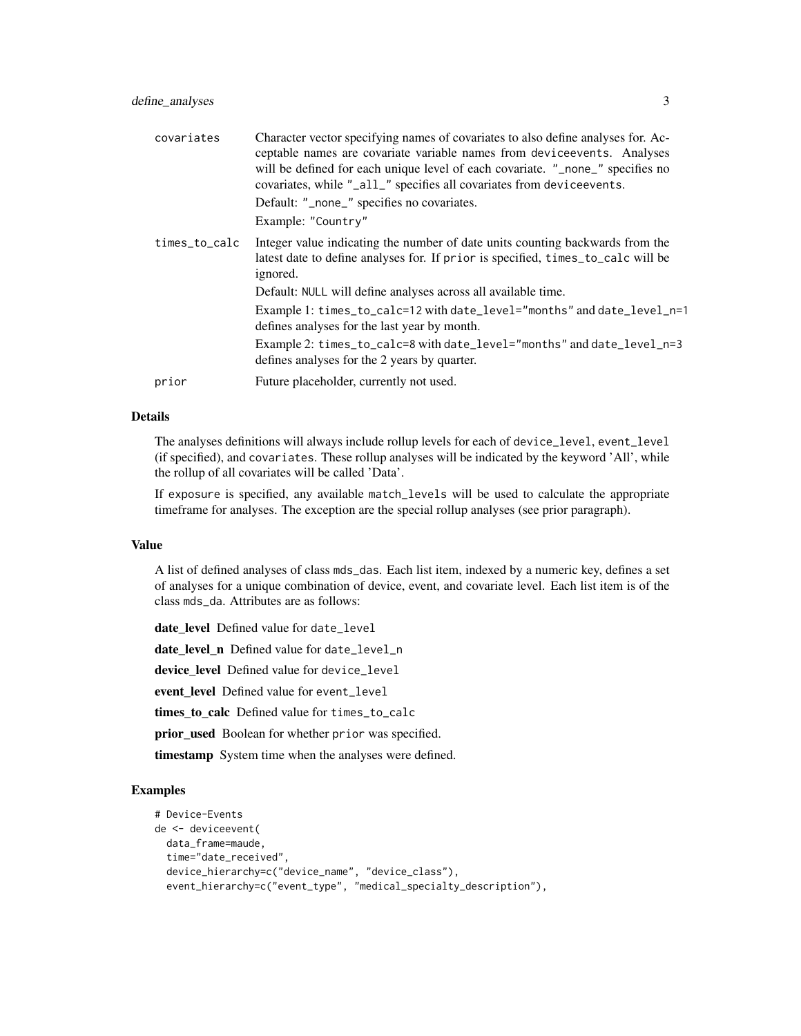| | |
|---|---|
| covariates | Character vector specifying names of covariates to also define analyses for. Acceptable names are covariate variable names from `deviceevents`. Analyses will be defined for each unique level of each covariate. `"_none_"` specifies no covariates, while `"_all_"` specifies all covariates from `deviceevents`.<br><br>Default: `"_none_"` specifies no covariates.<br><br>Example: `"Country"` |
| times_to_calc | Integer value indicating the number of date units counting backwards from the latest date to define analyses for. If `prior` is specified, `times_to_calc` will be ignored.<br><br>Default: `NULL` will define analyses across all available time.<br><br>Example 1: `times_to_calc=12` with `date_level="months"` and `date_level_n=1` defines analyses for the last year by month.<br><br>Example 2: `times_to_calc=8` with `date_level="months"` and `date_level_n=3` defines analyses for the 2 years by quarter. |
| prior | Future placeholder, currently not used. |

### Details

The analyses definitions will always include rollup levels for each of `device_level`, `event_level` (if specified), and `covariates`. These rollup analyses will be indicated by the keyword 'All', while the rollup of all covariates will be called 'Data'.

If `exposure` is specified, any available `match_levels` will be used to calculate the appropriate timeframe for analyses. The exception are the special rollup analyses (see prior paragraph).

### Value

A list of defined analyses of class `mds_das`. Each list item, indexed by a numeric key, defines a set of analyses for a unique combination of device, event, and covariate level. Each list item is of the class `mds_da`. Attributes are as follows:

**date_level** Defined value for `date_level`

**date_level_n** Defined value for `date_level_n`

**device_level** Defined value for `device_level`

**event_level** Defined value for `event_level`

**times_to_calc** Defined value for `times_to_calc`

**prior_used** Boolean for whether `prior` was specified.

**timestamp** System time when the analyses were defined.

### Examples

```
# Device-Events
de <- deviceevent(
  data_frame=maude,
  time="date_received",
  device_hierarchy=c("device_name", "device_class"),
  event_hierarchy=c("event_type", "medical_specialty_description"),
```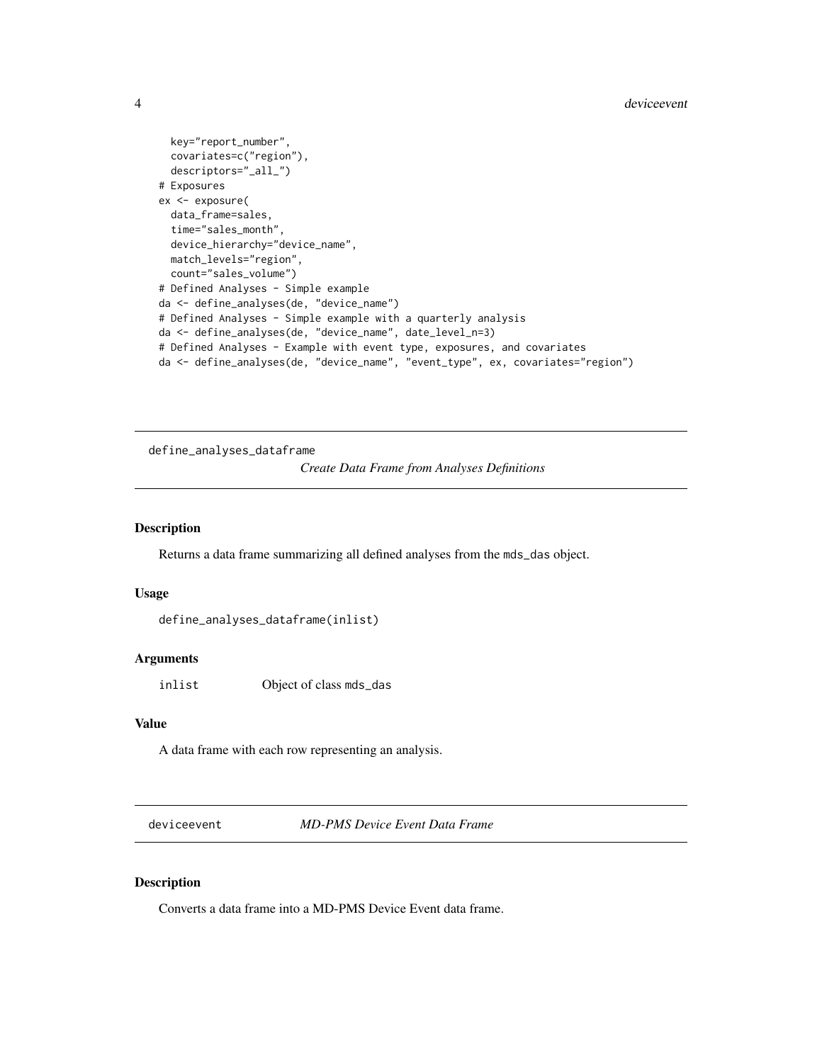```
  key="report_number",
  covariates=c("region"),
  descriptors="_all_")
# Exposures
ex <- exposure(
  data_frame=sales,
  time="sales_month",
  device_hierarchy="device_name",
  match_levels="region",
  count="sales_volume")
# Defined Analyses - Simple example
da <- define_analyses(de, "device_name")
# Defined Analyses - Simple example with a quarterly analysis
da <- define_analyses(de, "device_name", date_level_n=3)
# Defined Analyses - Example with event type, exposures, and covariates
da <- define_analyses(de, "device_name", "event_type", ex, covariates="region")
```

---

## define_analyses_dataframe — *Create Data Frame from Analyses Definitions*

### Description

Returns a data frame summarizing all defined analyses from the `mds_das` object.

### Usage

```
define_analyses_dataframe(inlist)
```

### Arguments

| | |
|---|---|
| `inlist` | Object of class `mds_das` |

### Value

A data frame with each row representing an analysis.

---

## deviceevent — *MD-PMS Device Event Data Frame*

### Description

Converts a data frame into a MD-PMS Device Event data frame.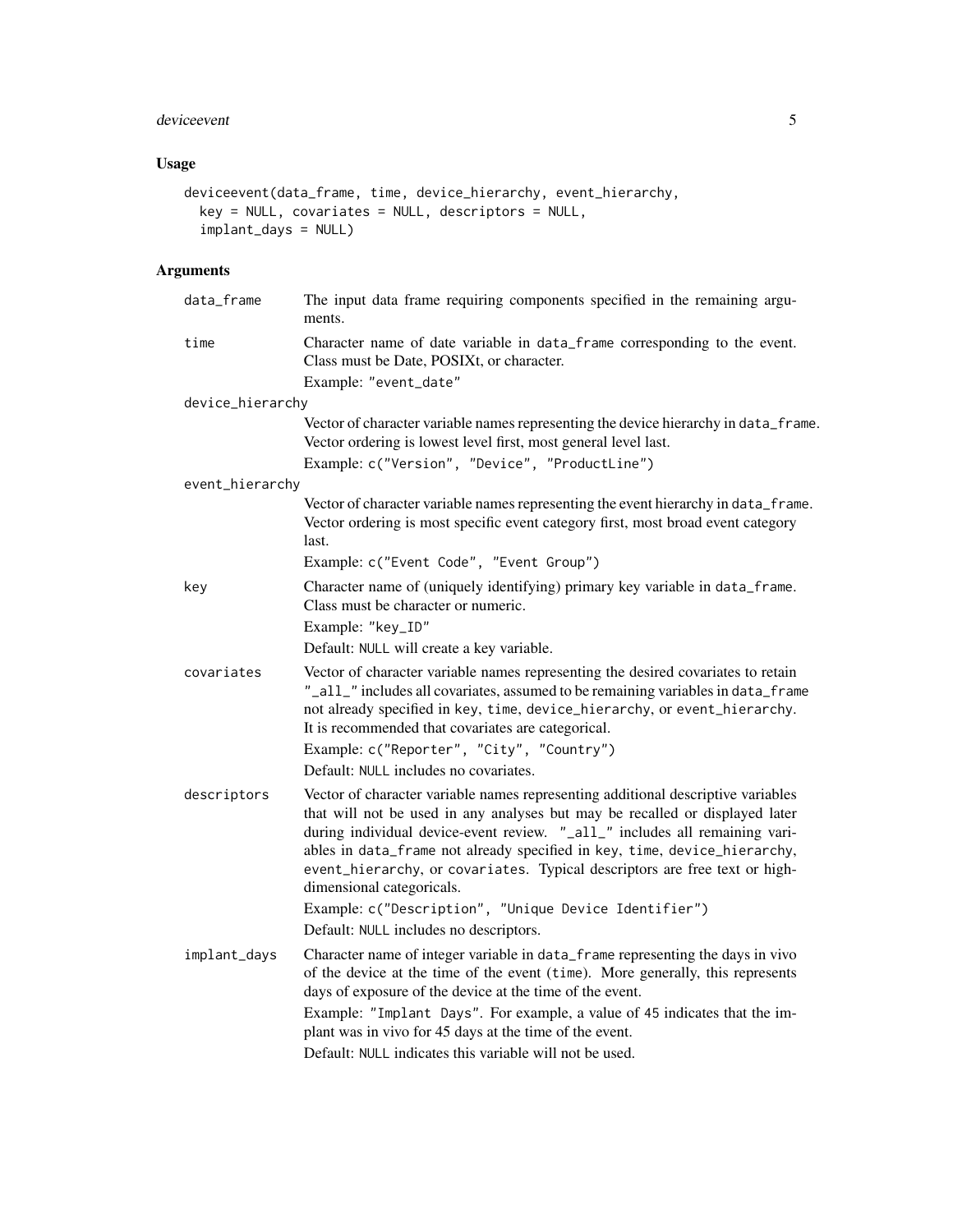## Usage

```
deviceevent(data_frame, time, device_hierarchy, event_hierarchy,
  key = NULL, covariates = NULL, descriptors = NULL,
  implant_days = NULL)
```

## Arguments

**data_frame**
The input data frame requiring components specified in the remaining arguments.

**time**
Character name of date variable in `data_frame` corresponding to the event. Class must be Date, POSIXt, or character.

Example: `"event_date"`

**device_hierarchy**
Vector of character variable names representing the device hierarchy in `data_frame`. Vector ordering is lowest level first, most general level last.

Example: `c("Version", "Device", "ProductLine")`

**event_hierarchy**
Vector of character variable names representing the event hierarchy in `data_frame`. Vector ordering is most specific event category first, most broad event category last.

Example: `c("Event Code", "Event Group")`

**key**
Character name of (uniquely identifying) primary key variable in `data_frame`. Class must be character or numeric.

Example: `"key_ID"`

Default: `NULL` will create a key variable.

**covariates**
Vector of character variable names representing the desired covariates to retain `"_all_"` includes all covariates, assumed to be remaining variables in `data_frame` not already specified in `key`, `time`, `device_hierarchy`, or `event_hierarchy`. It is recommended that covariates are categorical.

Example: `c("Reporter", "City", "Country")`

Default: `NULL` includes no covariates.

**descriptors**
Vector of character variable names representing additional descriptive variables that will not be used in any analyses but may be recalled or displayed later during individual device-event review. `"_all_"` includes all remaining variables in `data_frame` not already specified in `key`, `time`, `device_hierarchy`, `event_hierarchy`, or `covariates`. Typical descriptors are free text or high-dimensional categoricals.

Example: `c("Description", "Unique Device Identifier")`

Default: `NULL` includes no descriptors.

**implant_days**
Character name of integer variable in `data_frame` representing the days in vivo of the device at the time of the event (`time`). More generally, this represents days of exposure of the device at the time of the event.

Example: `"Implant Days"`. For example, a value of `45` indicates that the implant was in vivo for 45 days at the time of the event.

Default: `NULL` indicates this variable will not be used.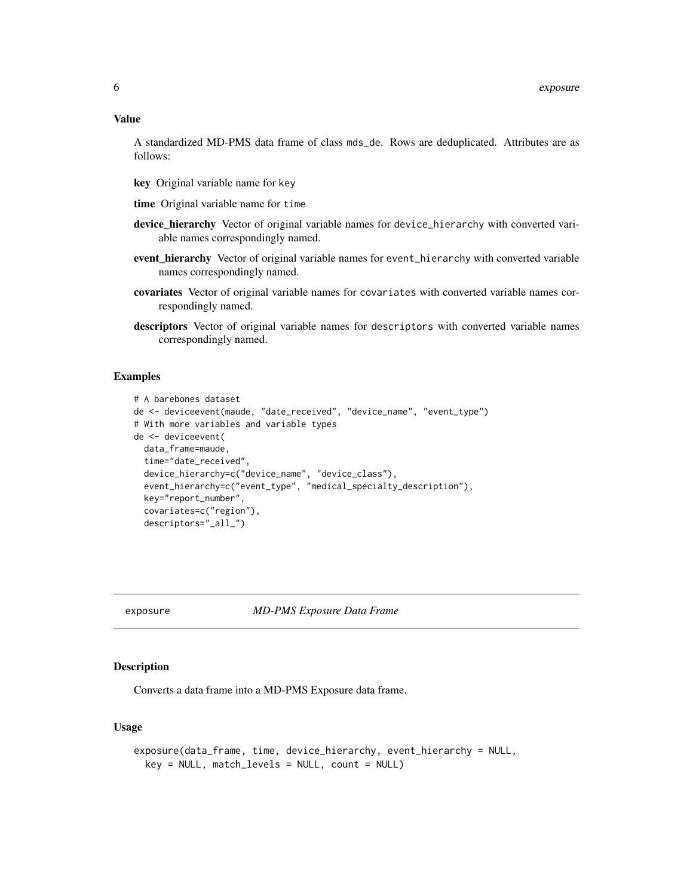### Value

A standardized MD-PMS data frame of class mds_de. Rows are deduplicated. Attributes are as follows:

**key** Original variable name for key

**time** Original variable name for time

**device_hierarchy** Vector of original variable names for device_hierarchy with converted variable names correspondingly named.

**event_hierarchy** Vector of original variable names for event_hierarchy with converted variable names correspondingly named.

**covariates** Vector of original variable names for covariates with converted variable names correspondingly named.

**descriptors** Vector of original variable names for descriptors with converted variable names correspondingly named.

### Examples

```
# A barebones dataset
de <- deviceevent(maude, "date_received", "device_name", "event_type")
# With more variables and variable types
de <- deviceevent(
  data_frame=maude,
  time="date_received",
  device_hierarchy=c("device_name", "device_class"),
  event_hierarchy=c("event_type", "medical_specialty_description"),
  key="report_number",
  covariates=c("region"),
  descriptors="_all_")
```

---

## exposure *MD-PMS Exposure Data Frame*

---

### Description

Converts a data frame into a MD-PMS Exposure data frame.

### Usage

```
exposure(data_frame, time, device_hierarchy, event_hierarchy = NULL,
  key = NULL, match_levels = NULL, count = NULL)
```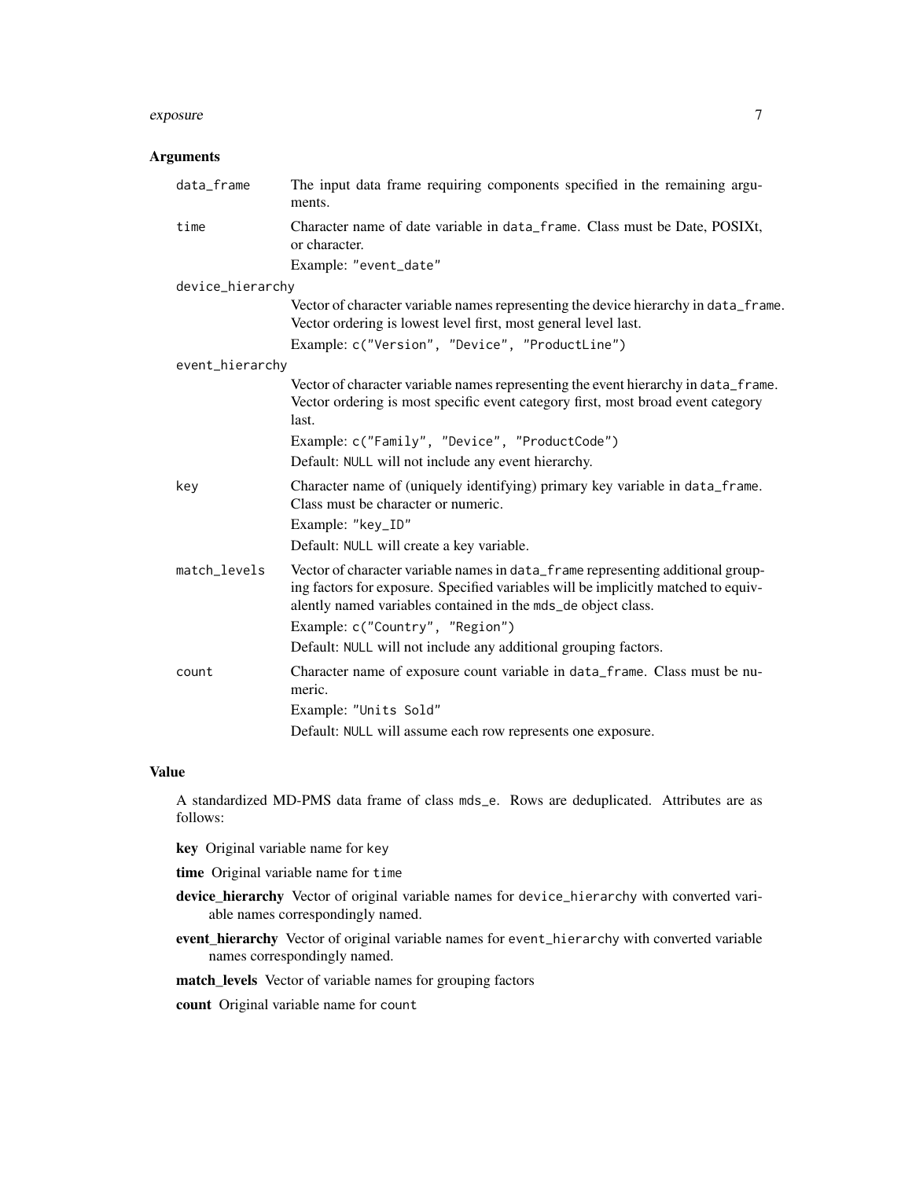### Arguments

- **data_frame**
  The input data frame requiring components specified in the remaining arguments.

- **time**
  Character name of date variable in data_frame. Class must be Date, POSIXt, or character.
  
  Example: "event_date"

- **device_hierarchy**
  Vector of character variable names representing the device hierarchy in data_frame. Vector ordering is lowest level first, most general level last.
  
  Example: c("Version", "Device", "ProductLine")

- **event_hierarchy**
  Vector of character variable names representing the event hierarchy in data_frame. Vector ordering is most specific event category first, most broad event category last.
  
  Example: c("Family", "Device", "ProductCode")
  
  Default: NULL will not include any event hierarchy.

- **key**
  Character name of (uniquely identifying) primary key variable in data_frame. Class must be character or numeric.
  
  Example: "key_ID"
  
  Default: NULL will create a key variable.

- **match_levels**
  Vector of character variable names in data_frame representing additional grouping factors for exposure. Specified variables will be implicitly matched to equivalently named variables contained in the mds_de object class.
  
  Example: c("Country", "Region")
  
  Default: NULL will not include any additional grouping factors.

- **count**
  Character name of exposure count variable in data_frame. Class must be numeric.
  
  Example: "Units Sold"
  
  Default: NULL will assume each row represents one exposure.

### Value

A standardized MD-PMS data frame of class mds_e. Rows are deduplicated. Attributes are as follows:

**key** Original variable name for key

**time** Original variable name for time

**device_hierarchy** Vector of original variable names for device_hierarchy with converted variable names correspondingly named.

**event_hierarchy** Vector of original variable names for event_hierarchy with converted variable names correspondingly named.

**match_levels** Vector of variable names for grouping factors

**count** Original variable name for count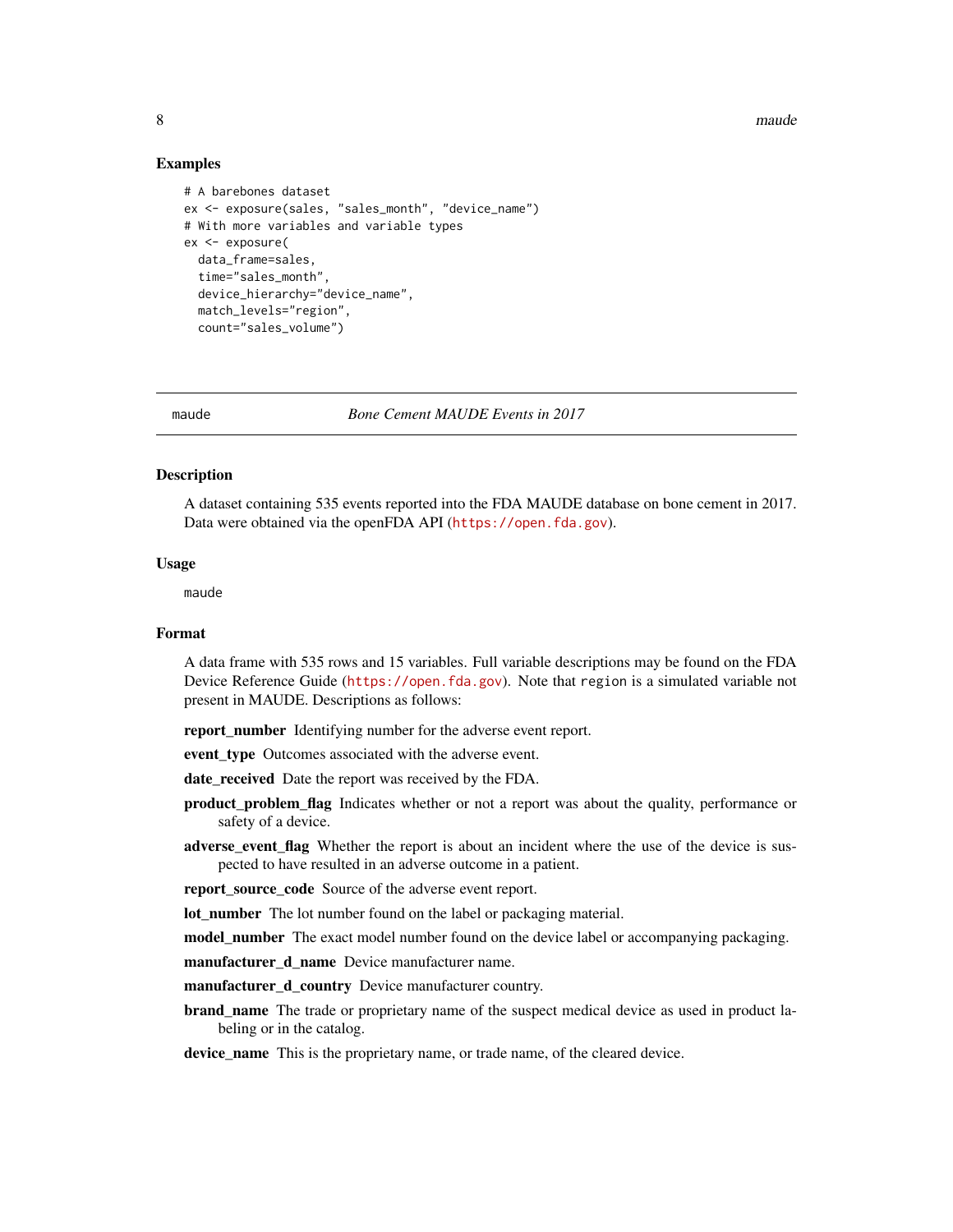### Examples

```
# A barebones dataset
ex <- exposure(sales, "sales_month", "device_name")
# With more variables and variable types
ex <- exposure(
  data_frame=sales,
  time="sales_month",
  device_hierarchy="device_name",
  match_levels="region",
  count="sales_volume")
```

---

## maude &nbsp;&nbsp;&nbsp;&nbsp;&nbsp;&nbsp;&nbsp;&nbsp; *Bone Cement MAUDE Events in 2017*

---

### Description

A dataset containing 535 events reported into the FDA MAUDE database on bone cement in 2017. Data were obtained via the openFDA API (https://open.fda.gov).

### Usage

```
maude
```

### Format

A data frame with 535 rows and 15 variables. Full variable descriptions may be found on the FDA Device Reference Guide (https://open.fda.gov). Note that `region` is a simulated variable not present in MAUDE. Descriptions as follows:

**report_number** Identifying number for the adverse event report.

**event_type** Outcomes associated with the adverse event.

**date_received** Date the report was received by the FDA.

**product_problem_flag** Indicates whether or not a report was about the quality, performance or safety of a device.

**adverse_event_flag** Whether the report is about an incident where the use of the device is suspected to have resulted in an adverse outcome in a patient.

**report_source_code** Source of the adverse event report.

**lot_number** The lot number found on the label or packaging material.

**model_number** The exact model number found on the device label or accompanying packaging.

**manufacturer_d_name** Device manufacturer name.

**manufacturer_d_country** Device manufacturer country.

**brand_name** The trade or proprietary name of the suspect medical device as used in product labeling or in the catalog.

**device_name** This is the proprietary name, or trade name, of the cleared device.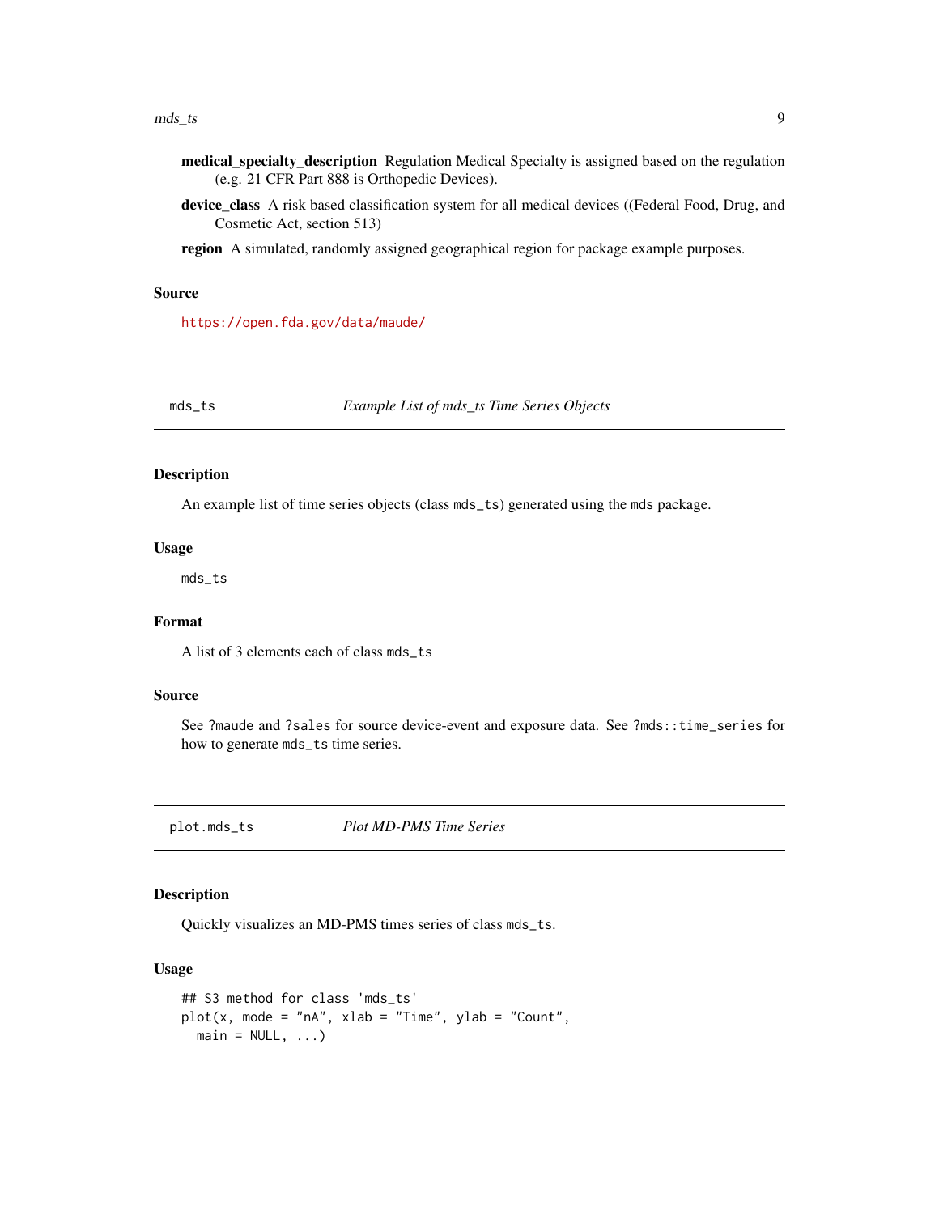**medical_specialty_description** Regulation Medical Specialty is assigned based on the regulation (e.g. 21 CFR Part 888 is Orthopedic Devices).

**device_class** A risk based classification system for all medical devices ((Federal Food, Drug, and Cosmetic Act, section 513)

**region** A simulated, randomly assigned geographical region for package example purposes.

### Source

https://open.fda.gov/data/maude/

---

## mds_ts — *Example List of mds_ts Time Series Objects*

### Description

An example list of time series objects (class `mds_ts`) generated using the `mds` package.

### Usage

```
mds_ts
```

### Format

A list of 3 elements each of class `mds_ts`

### Source

See `?maude` and `?sales` for source device-event and exposure data. See `?mds::time_series` for how to generate `mds_ts` time series.

---

## plot.mds_ts — *Plot MD-PMS Time Series*

### Description

Quickly visualizes an MD-PMS times series of class `mds_ts`.

### Usage

```
## S3 method for class 'mds_ts'
plot(x, mode = "nA", xlab = "Time", ylab = "Count",
  main = NULL, ...)
```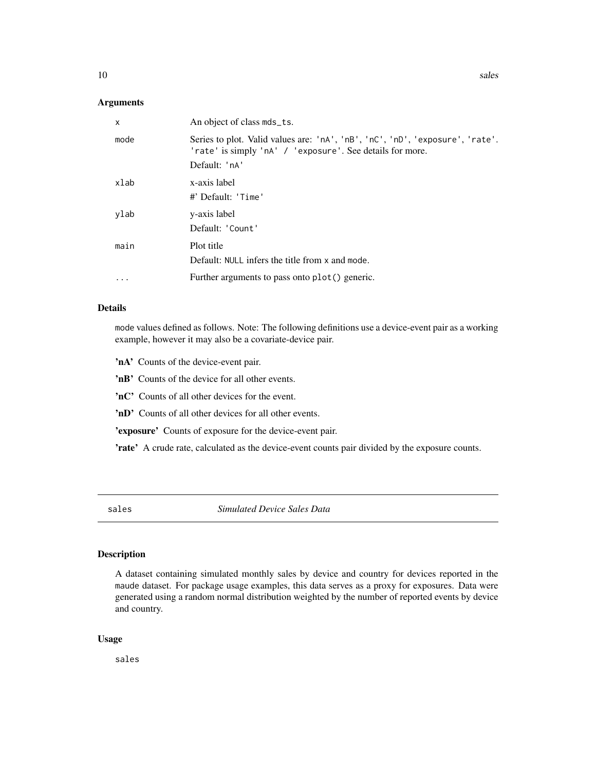## Arguments

| | |
|---|---|
| x | An object of class `mds_ts`. |
| mode | Series to plot. Valid values are: `'nA'`, `'nB'`, `'nC'`, `'nD'`, `'exposure'`, `'rate'`. `'rate'` is simply `'nA' / 'exposure'`. See details for more.<br>Default: `'nA'` |
| xlab | x-axis label<br>#' Default: `'Time'` |
| ylab | y-axis label<br>Default: `'Count'` |
| main | Plot title<br>Default: `NULL` infers the title from `x` and `mode`. |
| ... | Further arguments to pass onto `plot()` generic. |

## Details

`mode` values defined as follows. Note: The following definitions use a device-event pair as a working example, however it may also be a covariate-device pair.

**'nA'** Counts of the device-event pair.

**'nB'** Counts of the device for all other events.

**'nC'** Counts of all other devices for the event.

**'nD'** Counts of all other devices for all other events.

**'exposure'** Counts of exposure for the device-event pair.

**'rate'** A crude rate, calculated as the device-event counts pair divided by the exposure counts.

---

# sales — *Simulated Device Sales Data*

---

## Description

A dataset containing simulated monthly sales by device and country for devices reported in the `maude` dataset. For package usage examples, this data serves as a proxy for exposures. Data were generated using a random normal distribution weighted by the number of reported events by device and country.

## Usage

```
sales
```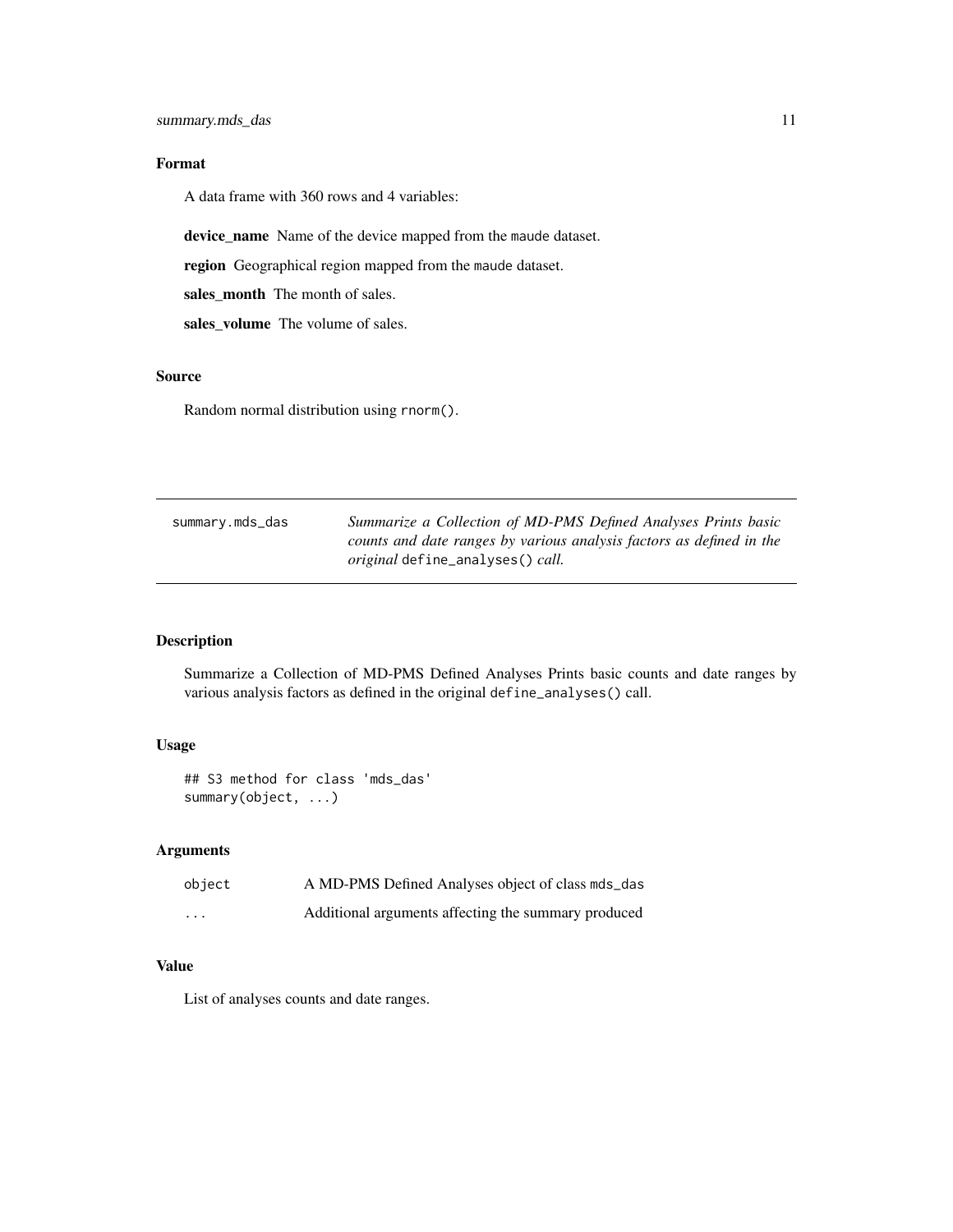### Format

A data frame with 360 rows and 4 variables:

**device_name** Name of the device mapped from the `maude` dataset.

**region** Geographical region mapped from the `maude` dataset.

**sales_month** The month of sales.

**sales_volume** The volume of sales.

### Source

Random normal distribution using `rnorm()`.

---

## summary.mds_das — *Summarize a Collection of MD-PMS Defined Analyses Prints basic counts and date ranges by various analysis factors as defined in the original* `define_analyses()` *call.*

---

### Description

Summarize a Collection of MD-PMS Defined Analyses Prints basic counts and date ranges by various analysis factors as defined in the original `define_analyses()` call.

### Usage

```
## S3 method for class 'mds_das'
summary(object, ...)
```

### Arguments

| | |
|---|---|
| `object` | A MD-PMS Defined Analyses object of class `mds_das` |
| `...` | Additional arguments affecting the summary produced |

### Value

List of analyses counts and date ranges.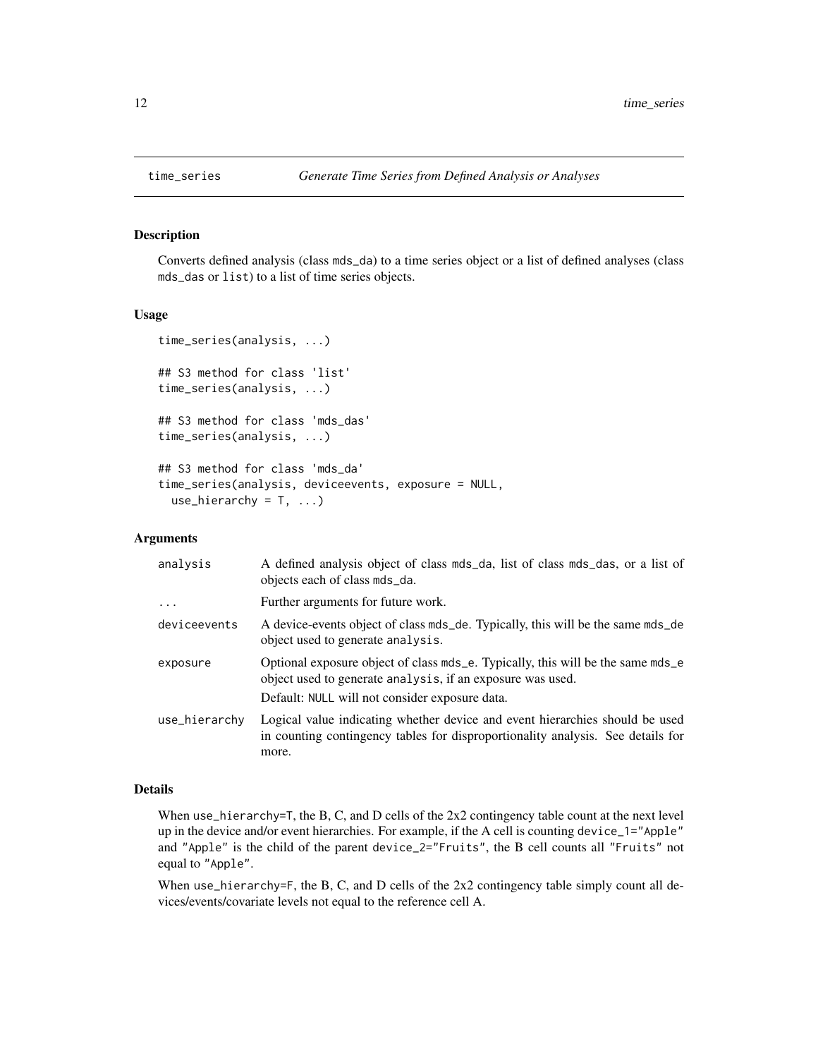# time_series — *Generate Time Series from Defined Analysis or Analyses*

## Description

Converts defined analysis (class mds_da) to a time series object or a list of defined analyses (class mds_das or list) to a list of time series objects.

## Usage

```
time_series(analysis, ...)

## S3 method for class 'list'
time_series(analysis, ...)

## S3 method for class 'mds_das'
time_series(analysis, ...)

## S3 method for class 'mds_da'
time_series(analysis, deviceevents, exposure = NULL,
  use_hierarchy = T, ...)
```

## Arguments

| | |
|---|---|
| analysis | A defined analysis object of class mds_da, list of class mds_das, or a list of objects each of class mds_da. |
| ... | Further arguments for future work. |
| deviceevents | A device-events object of class mds_de. Typically, this will be the same mds_de object used to generate analysis. |
| exposure | Optional exposure object of class mds_e. Typically, this will be the same mds_e object used to generate analysis, if an exposure was used.<br>Default: NULL will not consider exposure data. |
| use_hierarchy | Logical value indicating whether device and event hierarchies should be used in counting contingency tables for disproportionality analysis. See details for more. |

## Details

When use_hierarchy=T, the B, C, and D cells of the 2x2 contingency table count at the next level up in the device and/or event hierarchies. For example, if the A cell is counting device_1="Apple" and "Apple" is the child of the parent device_2="Fruits", the B cell counts all "Fruits" not equal to "Apple".

When use_hierarchy=F, the B, C, and D cells of the 2x2 contingency table simply count all devices/events/covariate levels not equal to the reference cell A.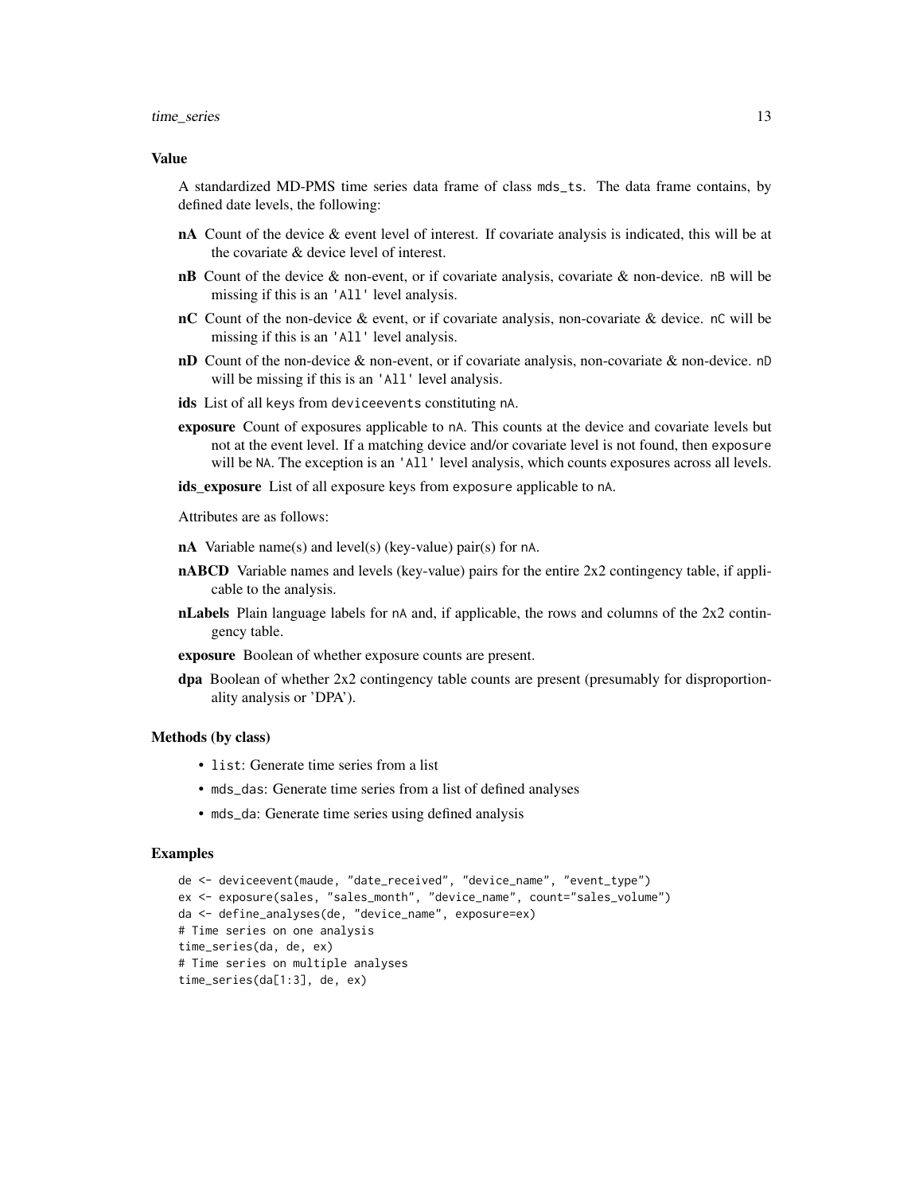## Value

A standardized MD-PMS time series data frame of class `mds_ts`. The data frame contains, by defined date levels, the following:

- **nA** Count of the device & event level of interest. If covariate analysis is indicated, this will be at the covariate & device level of interest.
- **nB** Count of the device & non-event, or if covariate analysis, covariate & non-device. `nB` will be missing if this is an `'All'` level analysis.
- **nC** Count of the non-device & event, or if covariate analysis, non-covariate & device. `nC` will be missing if this is an `'All'` level analysis.
- **nD** Count of the non-device & non-event, or if covariate analysis, non-covariate & non-device. `nD` will be missing if this is an `'All'` level analysis.
- **ids** List of all `keys` from `deviceevents` constituting `nA`.
- **exposure** Count of exposures applicable to `nA`. This counts at the device and covariate levels but not at the event level. If a matching device and/or covariate level is not found, then `exposure` will be `NA`. The exception is an `'All'` level analysis, which counts exposures across all levels.
- **ids_exposure** List of all exposure keys from `exposure` applicable to `nA`.

Attributes are as follows:

- **nA** Variable name(s) and level(s) (key-value) pair(s) for `nA`.
- **nABCD** Variable names and levels (key-value) pairs for the entire 2x2 contingency table, if applicable to the analysis.
- **nLabels** Plain language labels for `nA` and, if applicable, the rows and columns of the 2x2 contingency table.
- **exposure** Boolean of whether exposure counts are present.
- **dpa** Boolean of whether 2x2 contingency table counts are present (presumably for disproportionality analysis or 'DPA').

## Methods (by class)

- `list`: Generate time series from a list
- `mds_das`: Generate time series from a list of defined analyses
- `mds_da`: Generate time series using defined analysis

## Examples

```
de <- deviceevent(maude, "date_received", "device_name", "event_type")
ex <- exposure(sales, "sales_month", "device_name", count="sales_volume")
da <- define_analyses(de, "device_name", exposure=ex)
# Time series on one analysis
time_series(da, de, ex)
# Time series on multiple analyses
time_series(da[1:3], de, ex)
```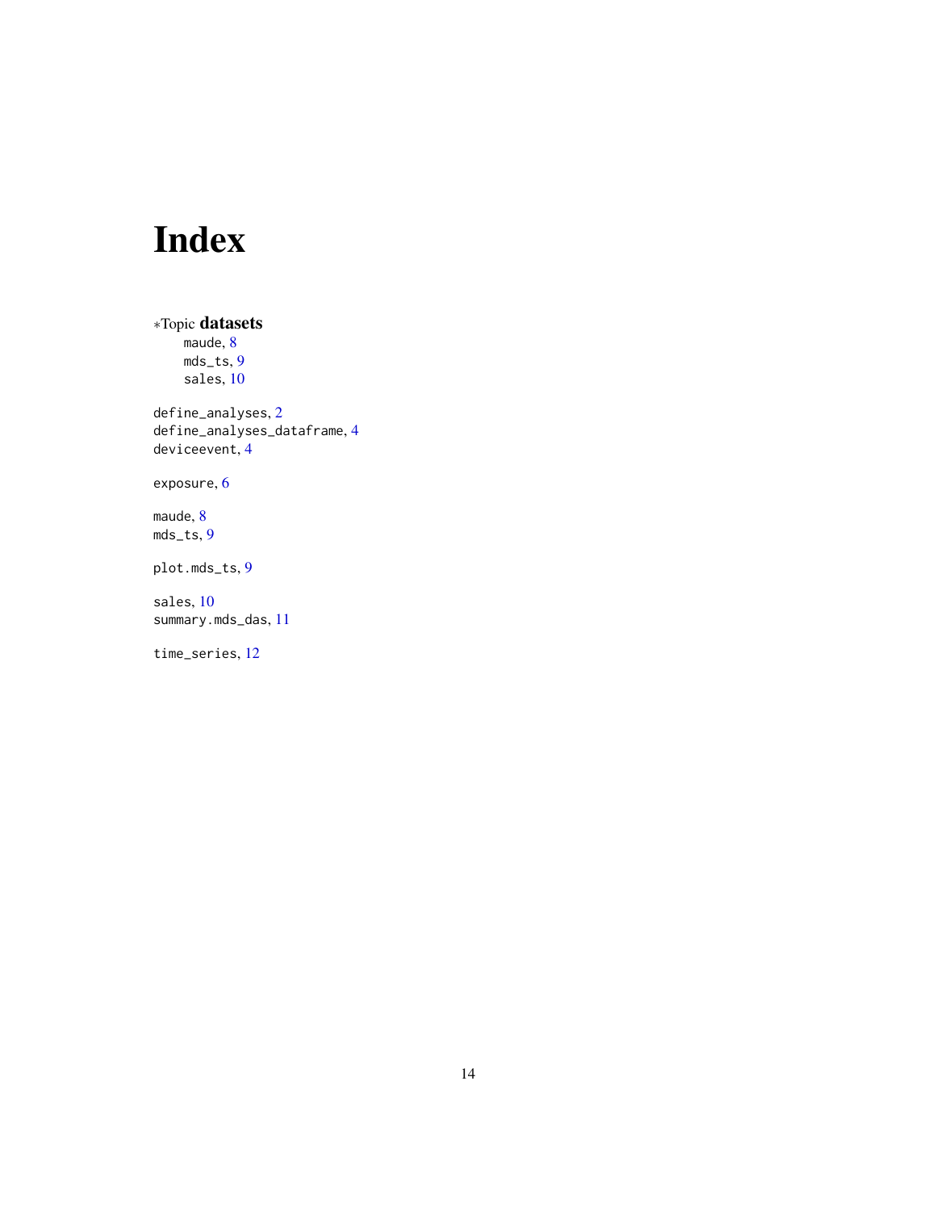# Index

∗Topic **datasets**

- maude, 8
- mds_ts, 9
- sales, 10

define_analyses, 2
define_analyses_dataframe, 4
deviceevent, 4

exposure, 6

maude, 8
mds_ts, 9

plot.mds_ts, 9

sales, 10
summary.mds_das, 11

time_series, 12